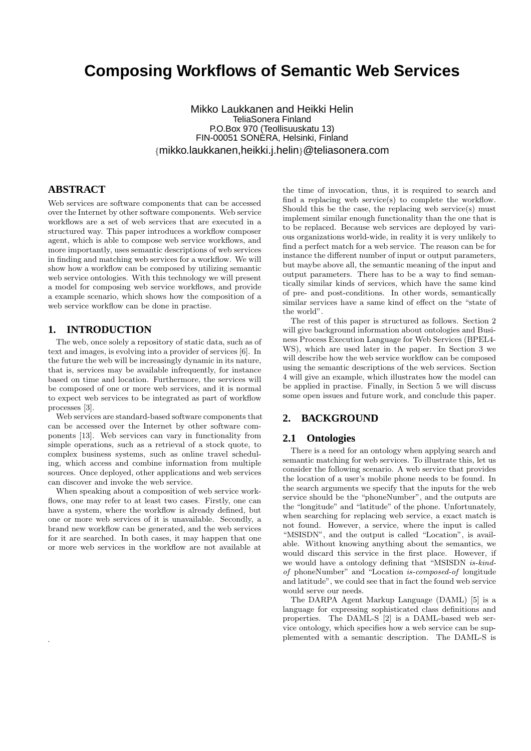# Composing Workflows of Semantic Web Services

Mikko Laukkanen and Heikki Helin
TeliaSonera Finland
P.O.Box 970 (Teollisuuskatu 13)
FIN-00051 SONERA, Helsinki, Finland
{mikko.laukkanen,heikki.j.helin}@teliasonera.com

## ABSTRACT

Web services are software components that can be accessed over the Internet by other software components. Web service workflows are a set of web services that are executed in a structured way. This paper introduces a workflow composer agent, which is able to compose web service workflows, and more importantly, uses semantic descriptions of web services in finding and matching web services for a workflow. We will show how a workflow can be composed by utilizing semantic web service ontologies. With this technology we will present a model for composing web service workflows, and provide a example scenario, which shows how the composition of a web service workflow can be done in practise.

## 1. INTRODUCTION

The web, once solely a repository of static data, such as of text and images, is evolving into a provider of services [6]. In the future the web will be increasingly dynamic in its nature, that is, services may be available infrequently, for instance based on time and location. Furthermore, the services will be composed of one or more web services, and it is normal to expect web services to be integrated as part of workflow processes [3].

Web services are standard-based software components that can be accessed over the Internet by other software components [13]. Web services can vary in functionality from simple operations, such as a retrieval of a stock quote, to complex business systems, such as online travel scheduling, which access and combine information from multiple sources. Once deployed, other applications and web services can discover and invoke the web service.

When speaking about a composition of web service workflows, one may refer to at least two cases. Firstly, one can have a system, where the workflow is already defined, but one or more web services of it is unavailable. Secondly, a brand new workflow can be generated, and the web services for it are searched. In both cases, it may happen that one or more web services in the workflow are not available at the time of invocation, thus, it is required to search and find a replacing web service(s) to complete the workflow. Should this be the case, the replacing web service(s) must implement similar enough functionality than the one that is to be replaced. Because web services are deployed by various organizations world-wide, in reality it is very unlikely to find a perfect match for a web service. The reason can be for instance the different number of input or output parameters, but maybe above all, the semantic meaning of the input and output parameters. There has to be a way to find semantically similar kinds of services, which have the same kind of pre- and post-conditions. In other words, semantically similar services have a same kind of effect on the "state of the world".

The rest of this paper is structured as follows. Section 2 will give background information about ontologies and Business Process Execution Language for Web Services (BPEL4-WS), which are used later in the paper. In Section 3 we will describe how the web service workflow can be composed using the semantic descriptions of the web services. Section 4 will give an example, which illustrates how the model can be applied in practise. Finally, in Section 5 we will discuss some open issues and future work, and conclude this paper.

## 2. BACKGROUND

### 2.1 Ontologies

There is a need for an ontology when applying search and semantic matching for web services. To illustrate this, let us consider the following scenario. A web service that provides the location of a user's mobile phone needs to be found. In the search arguments we specify that the inputs for the web service should be the "phoneNumber", and the outputs are the "longitude" and "latitude" of the phone. Unfortunately, when searching for replacing web service, a exact match is not found. However, a service, where the input is called "MSISDN", and the output is called "Location", is available. Without knowing anything about the semantics, we would discard this service in the first place. However, if we would have a ontology defining that "MSISDN *is-kind-of* phoneNumber" and "Location *is-composed-of* longitude and latitude", we could see that in fact the found web service would serve our needs.

The DARPA Agent Markup Language (DAML) [5] is a language for expressing sophisticated class definitions and properties. The DAML-S [2] is a DAML-based web service ontology, which specifies how a web service can be supplemented with a semantic description. The DAML-S is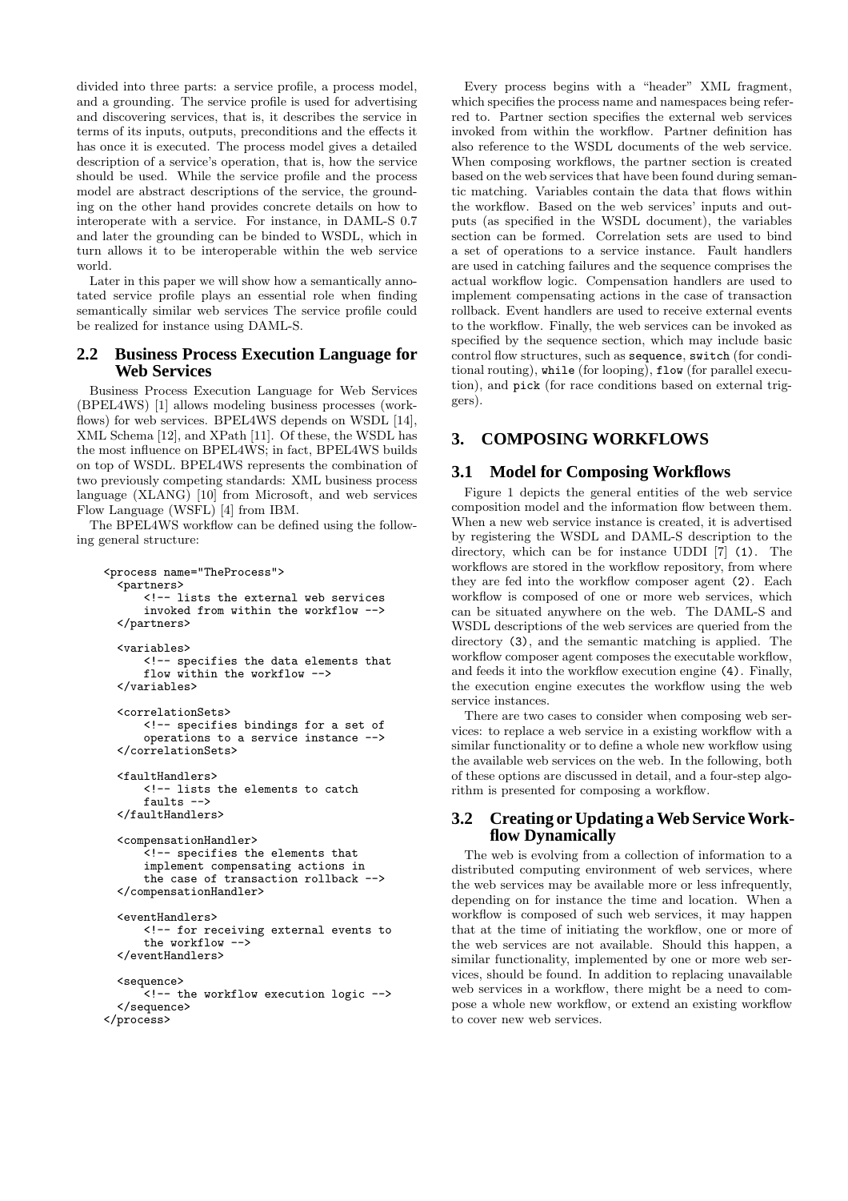divided into three parts: a service profile, a process model, and a grounding. The service profile is used for advertising and discovering services, that is, it describes the service in terms of its inputs, outputs, preconditions and the effects it has once it is executed. The process model gives a detailed description of a service's operation, that is, how the service should be used. While the service profile and the process model are abstract descriptions of the service, the grounding on the other hand provides concrete details on how to interoperate with a service. For instance, in DAML-S 0.7 and later the grounding can be binded to WSDL, which in turn allows it to be interoperable within the web service world.

Later in this paper we will show how a semantically annotated service profile plays an essential role when finding semantically similar web services The service profile could be realized for instance using DAML-S.

## 2.2 Business Process Execution Language for Web Services

Business Process Execution Language for Web Services (BPEL4WS) [1] allows modeling business processes (workflows) for web services. BPEL4WS depends on WSDL [14], XML Schema [12], and XPath [11]. Of these, the WSDL has the most influence on BPEL4WS; in fact, BPEL4WS builds on top of WSDL. BPEL4WS represents the combination of two previously competing standards: XML business process language (XLANG) [10] from Microsoft, and web services Flow Language (WSFL) [4] from IBM.

The BPEL4WS workflow can be defined using the following general structure:

```
<process name="TheProcess">
  <partners>
      <!-- lists the external web services
      invoked from within the workflow -->
  </partners>

  <variables>
      <!-- specifies the data elements that
      flow within the workflow -->
  </variables>

  <correlationSets>
      <!-- specifies bindings for a set of
      operations to a service instance -->
  </correlationSets>

  <faultHandlers>
      <!-- lists the elements to catch
      faults -->
  </faultHandlers>

  <compensationHandler>
      <!-- specifies the elements that
      implement compensating actions in
      the case of transaction rollback -->
  </compensationHandler>

  <eventHandlers>
      <!-- for receiving external events to
      the workflow -->
  </eventHandlers>

  <sequence>
      <!-- the workflow execution logic -->
  </sequence>
</process>
```

Every process begins with a "header" XML fragment, which specifies the process name and namespaces being referred to. Partner section specifies the external web services invoked from within the workflow. Partner definition has also reference to the WSDL documents of the web service. When composing workflows, the partner section is created based on the web services that have been found during semantic matching. Variables contain the data that flows within the workflow. Based on the web services' inputs and outputs (as specified in the WSDL document), the variables section can be formed. Correlation sets are used to bind a set of operations to a service instance. Fault handlers are used in catching failures and the sequence comprises the actual workflow logic. Compensation handlers are used to implement compensating actions in the case of transaction rollback. Event handlers are used to receive external events to the workflow. Finally, the web services can be invoked as specified by the sequence section, which may include basic control flow structures, such as `sequence`, `switch` (for conditional routing), `while` (for looping), `flow` (for parallel execution), and `pick` (for race conditions based on external triggers).

# 3. COMPOSING WORKFLOWS

## 3.1 Model for Composing Workflows

Figure 1 depicts the general entities of the web service composition model and the information flow between them. When a new web service instance is created, it is advertised by registering the WSDL and DAML-S description to the directory, which can be for instance UDDI [7] (1). The workflows are stored in the workflow repository, from where they are fed into the workflow composer agent (2). Each workflow is composed of one or more web services, which can be situated anywhere on the web. The DAML-S and WSDL descriptions of the web services are queried from the directory (3), and the semantic matching is applied. The workflow composer agent composes the executable workflow, and feeds it into the workflow execution engine (4). Finally, the execution engine executes the workflow using the web service instances.

There are two cases to consider when composing web services: to replace a web service in a existing workflow with a similar functionality or to define a whole new workflow using the available web services on the web. In the following, both of these options are discussed in detail, and a four-step algorithm is presented for composing a workflow.

## 3.2 Creating or Updating a Web Service Workflow Dynamically

The web is evolving from a collection of information to a distributed computing environment of web services, where the web services may be available more or less infrequently, depending on for instance the time and location. When a workflow is composed of such web services, it may happen that at the time of initiating the workflow, one or more of the web services are not available. Should this happen, a similar functionality, implemented by one or more web services, should be found. In addition to replacing unavailable web services in a workflow, there might be a need to compose a whole new workflow, or extend an existing workflow to cover new web services.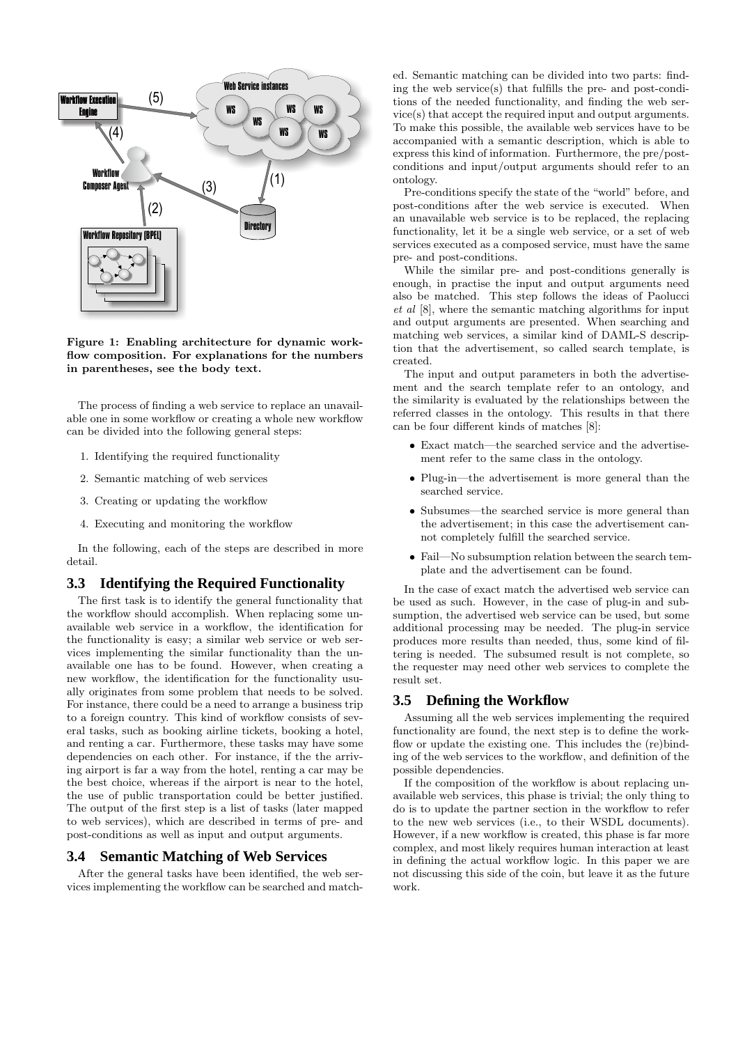Figure 1: Enabling architecture for dynamic workflow composition. For explanations for the numbers in parentheses, see the body text.

The process of finding a web service to replace an unavailable one in some workflow or creating a whole new workflow can be divided into the following general steps:

1. Identifying the required functionality
2. Semantic matching of web services
3. Creating or updating the workflow
4. Executing and monitoring the workflow

In the following, each of the steps are described in more detail.

### 3.3 Identifying the Required Functionality

The first task is to identify the general functionality that the workflow should accomplish. When replacing some unavailable web service in a workflow, the identification for the functionality is easy; a similar web service or web services implementing the similar functionality than the unavailable one has to be found. However, when creating a new workflow, the identification for the functionality usually originates from some problem that needs to be solved. For instance, there could be a need to arrange a business trip to a foreign country. This kind of workflow consists of several tasks, such as booking airline tickets, booking a hotel, and renting a car. Furthermore, these tasks may have some dependencies on each other. For instance, if the the arriving airport is far a way from the hotel, renting a car may be the best choice, whereas if the airport is near to the hotel, the use of public transportation could be better justified. The output of the first step is a list of tasks (later mapped to web services), which are described in terms of pre- and post-conditions as well as input and output arguments.

### 3.4 Semantic Matching of Web Services

After the general tasks have been identified, the web services implementing the workflow can be searched and matched. Semantic matching can be divided into two parts: finding the web service(s) that fulfills the pre- and post-conditions of the needed functionality, and finding the web service(s) that accept the required input and output arguments. To make this possible, the available web services have to be accompanied with a semantic description, which is able to express this kind of information. Furthermore, the pre/post-conditions and input/output arguments should refer to an ontology.

Pre-conditions specify the state of the "world" before, and post-conditions after the web service is executed. When an unavailable web service is to be replaced, the replacing functionality, let it be a single web service, or a set of web services executed as a composed service, must have the same pre- and post-conditions.

While the similar pre- and post-conditions generally is enough, in practise the input and output arguments need also be matched. This step follows the ideas of Paolucci *et al* [8], where the semantic matching algorithms for input and output arguments are presented. When searching and matching web services, a similar kind of DAML-S description that the advertisement, so called search template, is created.

The input and output parameters in both the advertisement and the search template refer to an ontology, and the similarity is evaluated by the relationships between the referred classes in the ontology. This results in that there can be four different kinds of matches [8]:

- Exact match—the searched service and the advertisement refer to the same class in the ontology.
- Plug-in—the advertisement is more general than the searched service.
- Subsumes—the searched service is more general than the advertisement; in this case the advertisement cannot completely fulfill the searched service.
- Fail—No subsumption relation between the search template and the advertisement can be found.

In the case of exact match the advertised web service can be used as such. However, in the case of plug-in and subsumption, the advertised web service can be used, but some additional processing may be needed. The plug-in service produces more results than needed, thus, some kind of filtering is needed. The subsumed result is not complete, so the requester may need other web services to complete the result set.

### 3.5 Defining the Workflow

Assuming all the web services implementing the required functionality are found, the next step is to define the workflow or update the existing one. This includes the (re)binding of the web services to the workflow, and definition of the possible dependencies.

If the composition of the workflow is about replacing unavailable web services, this phase is trivial; the only thing to do is to update the partner section in the workflow to refer to the new web services (i.e., to their WSDL documents). However, if a new workflow is created, this phase is far more complex, and most likely requires human interaction at least in defining the actual workflow logic. In this paper we are not discussing this side of the coin, but leave it as the future work.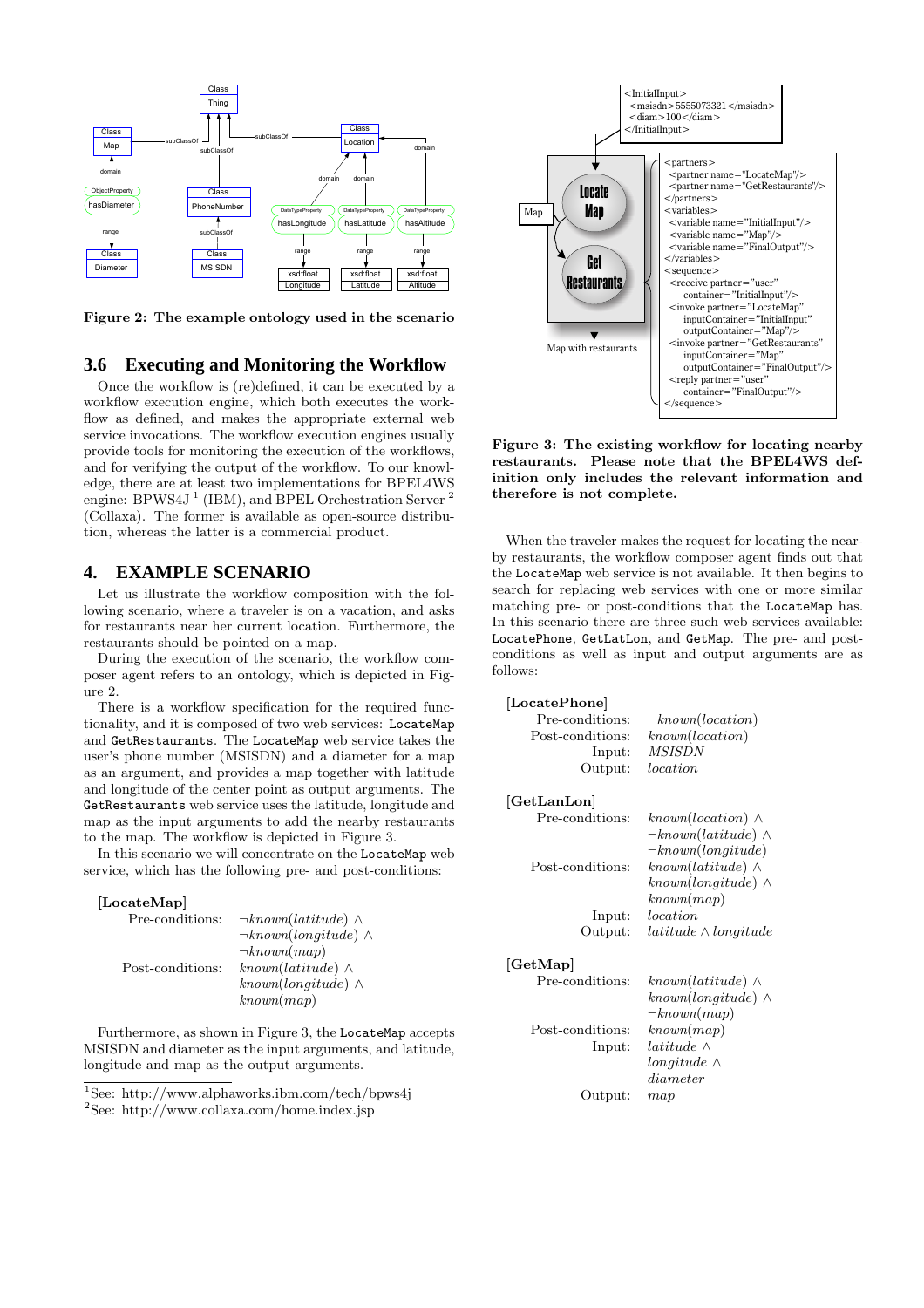**Figure 2: The example ontology used in the scenario**

## 3.6 Executing and Monitoring the Workflow

Once the workflow is (re)defined, it can be executed by a workflow execution engine, which both executes the workflow as defined, and makes the appropriate external web service invocations. The workflow execution engines usually provide tools for monitoring the execution of the workflows, and for verifying the output of the workflow. To our knowledge, there are at least two implementations for BPEL4WS engine: BPWS4J [1] (IBM), and BPEL Orchestration Server [2] (Collaxa). The former is available as open-source distribution, whereas the latter is a commercial product.

# 4. EXAMPLE SCENARIO

Let us illustrate the workflow composition with the following scenario, where a traveler is on a vacation, and asks for restaurants near her current location. Furthermore, the restaurants should be pointed on a map.

During the execution of the scenario, the workflow composer agent refers to an ontology, which is depicted in Figure 2.

There is a workflow specification for the required functionality, and it is composed of two web services: `LocateMap` and `GetRestaurants`. The `LocateMap` web service takes the user's phone number (MSISDN) and a diameter for a map as an argument, and provides a map together with latitude and longitude of the center point as output arguments. The `GetRestaurants` web service uses the latitude, longitude and map as the input arguments to add the nearby restaurants to the map. The workflow is depicted in Figure 3.

In this scenario we will concentrate on the `LocateMap` web service, which has the following pre- and post-conditions:

[LocateMap]

| | |
|---|---|
| Pre-conditions: | $\neg known(latitude) \wedge$ $\neg known(longitude) \wedge$ $\neg known(map)$ |
| Post-conditions: | $known(latitude) \wedge$ $known(longitude) \wedge$ $known(map)$ |

Furthermore, as shown in Figure 3, the `LocateMap` accepts MSISDN and diameter as the input arguments, and latitude, longitude and map as the output arguments.

[1] See: http://www.alphaworks.ibm.com/tech/bpws4j

[2] See: http://www.collaxa.com/home.index.jsp

```
<InitialInput>
  <msisdn>5555073321</msisdn>
  <diam>100</diam>
</InitialInput>
```

```
<partners>
  <partner name="LocateMap"/>
  <partner name="GetRestaurants"/>
</partners>
<variables>
  <variable name="InitialInput"/>
  <variable name="Map"/>
  <variable name="FinalOutput"/>
</variables>
<sequence>
  <receive partner="user"
     container="InitialInput"/>
  <invoke partner="LocateMap"
     inputContainer="InitialInput"
     outputContainer="Map"/>
  <invoke partner="GetRestaurants"
     inputContainer="Map"
     outputContainer="FinalOutput"/>
  <reply partner="user"
     container="FinalOutput"/>
</sequence>
```

**Figure 3: The existing workflow for locating nearby restaurants. Please note that the BPEL4WS definition only includes the relevant information and therefore is not complete.**

When the traveler makes the request for locating the nearby restaurants, the workflow composer agent finds out that the `LocateMap` web service is not available. It then begins to search for replacing web services with one or more similar matching pre- or post-conditions that the `LocateMap` has. In this scenario there are three such web services available: `LocatePhone`, `GetLatLon`, and `GetMap`. The pre- and post-conditions as well as input and output arguments are as follows:

[LocatePhone]

| | |
|---|---|
| Pre-conditions: | $\neg known(location)$ |
| Post-conditions: | $known(location)$ |
| Input: | *MSISDN* |
| Output: | *location* |

[GetLanLon]

| | |
|---|---|
| Pre-conditions: | $known(location) \wedge$ $\neg known(latitude) \wedge$ $\neg known(longitude)$ |
| Post-conditions: | $known(latitude) \wedge$ $known(longitude) \wedge$ $known(map)$ |
| Input: | *location* |
| Output: | $latitude \wedge longitude$ |

[GetMap]

| | |
|---|---|
| Pre-conditions: | $known(latitude) \wedge$ $known(longitude) \wedge$ $\neg known(map)$ |
| Post-conditions: | $known(map)$ |
| Input: | $latitude \wedge$ $longitude \wedge$ $diameter$ |
| Output: | *map* |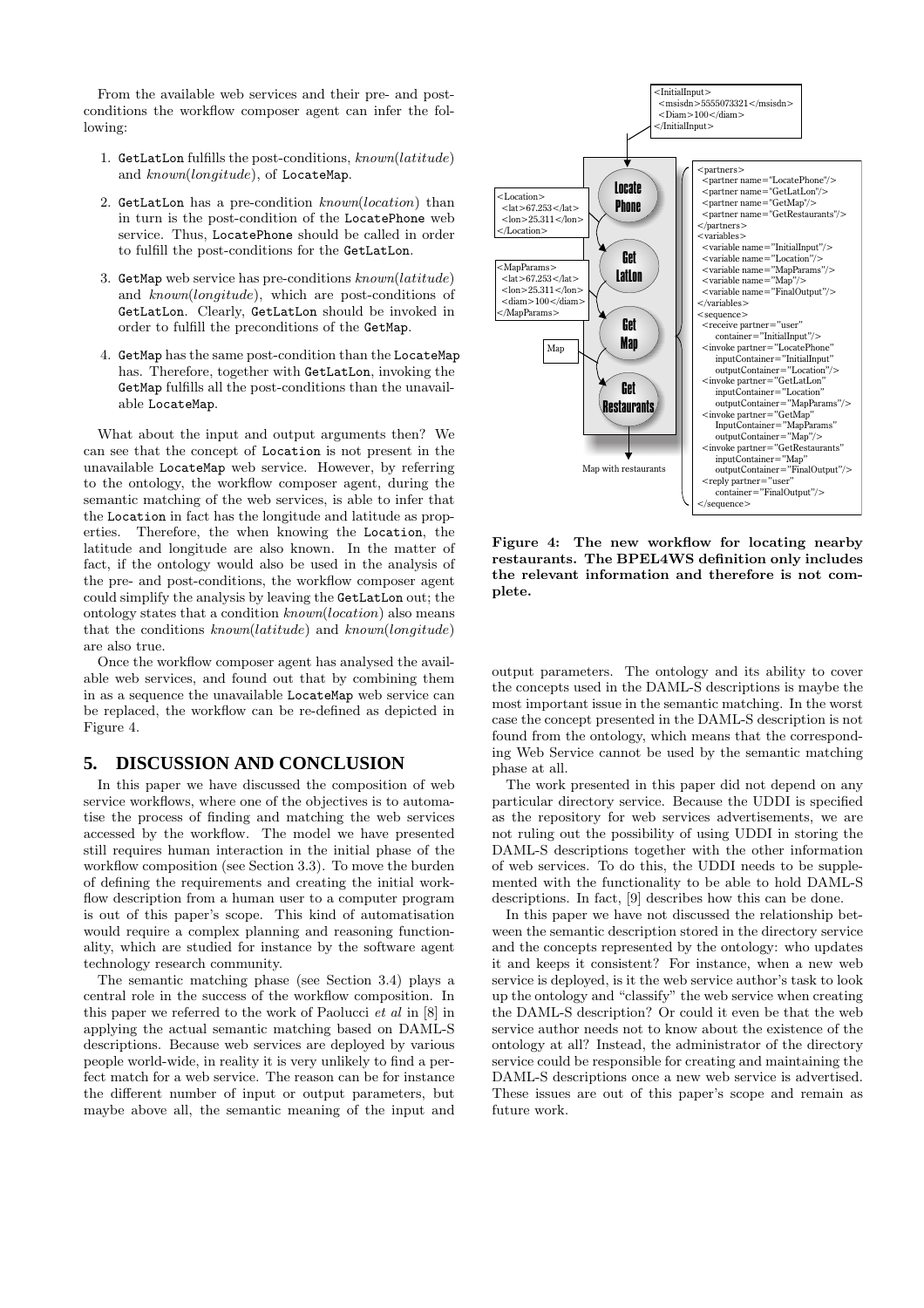From the available web services and their pre- and post-conditions the workflow composer agent can infer the following:

1. `GetLatLon` fulfills the post-conditions, *known*(*latitude*) and *known*(*longitude*), of `LocateMap`.
2. `GetLatLon` has a pre-condition *known*(*location*) than in turn is the post-condition of the `LocatePhone` web service. Thus, `LocatePhone` should be called in order to fulfill the post-conditions for the `GetLatLon`.
3. `GetMap` web service has pre-conditions *known*(*latitude*) and *known*(*longitude*), which are post-conditions of `GetLatLon`. Clearly, `GetLatLon` should be invoked in order to fulfill the preconditions of the `GetMap`.
4. `GetMap` has the same post-condition than the `LocateMap` has. Therefore, together with `GetLatLon`, invoking the `GetMap` fulfills all the post-conditions than the unavailable `LocateMap`.

What about the input and output arguments then? We can see that the concept of `Location` is not present in the unavailable `LocateMap` web service. However, by referring to the ontology, the workflow composer agent, during the semantic matching of the web services, is able to infer that the `Location` in fact has the longitude and latitude as properties. Therefore, the when knowing the `Location`, the latitude and longitude are also known. In the matter of fact, if the ontology would also be used in the analysis of the pre- and post-conditions, the workflow composer agent could simplify the analysis by leaving the `GetLatLon` out; the ontology states that a condition *known*(*location*) also means that the conditions *known*(*latitude*) and *known*(*longitude*) are also true.

Once the workflow composer agent has analysed the available web services, and found out that by combining them in as a sequence the unavailable `LocateMap` web service can be replaced, the workflow can be re-defined as depicted in Figure 4.

```
<InitialInput>
  <msisdn>5555073321</msisdn>
  <Diam>100</diam>
</InitialInput>

<partners>
  <partner name="LocatePhone"/>
  <partner name="GetLatLon"/>
  <partner name="GetMap"/>
  <partner name="GetRestaurants"/>
</partners>
<variables>
  <variable name="InitialInput"/>
  <variable name="Location"/>
  <variable name="MapParams"/>
  <variable name="Map"/>
  <variable name="FinalOutput"/>
</variables>
<sequence>
  <receive partner="user"
      container="InitialInput"/>
  <invoke partner="LocatePhone"
      inputContainer="InitialInput"
      outputContainer="Location"/>
  <invoke partner="GetLatLon"
      inputContainer="Location"
      outputContainer="MapParams"/>
  <invoke partner="GetMap"
      InputContainer="MapParams"
      outputContainer="Map"/>
  <invoke partner="GetRestaurants"
      inputContainer="Map"
      outputContainer="FinalOutput"/>
  <reply partner="user"
      container="FinalOutput"/>
</sequence>
```

Locate Phone → Get LatLon → Get Map → Get Restaurants → Map with restaurants

```
<Location>
  <lat>67.253</lat>
  <lon>25.311</lon>
</Location>

<MapParams>
  <lat>67.253</lat>
  <lon>25.311</lon>
  <diam>100</diam>
</MapParams>

Map
```

**Figure 4: The new workflow for locating nearby restaurants. The BPEL4WS definition only includes the relevant information and therefore is not complete.**

## 5. DISCUSSION AND CONCLUSION

In this paper we have discussed the composition of web service workflows, where one of the objectives is to automatise the process of finding and matching the web services accessed by the workflow. The model we have presented still requires human interaction in the initial phase of the workflow composition (see Section 3.3). To move the burden of defining the requirements and creating the initial workflow description from a human user to a computer program is out of this paper's scope. This kind of automatisation would require a complex planning and reasoning functionality, which are studied for instance by the software agent technology research community.

The semantic matching phase (see Section 3.4) plays a central role in the success of the workflow composition. In this paper we referred to the work of Paolucci *et al* in [8] in applying the actual semantic matching based on DAML-S descriptions. Because web services are deployed by various people world-wide, in reality it is very unlikely to find a perfect match for a web service. The reason can be for instance the different number of input or output parameters, but maybe above all, the semantic meaning of the input and output parameters. The ontology and its ability to cover the concepts used in the DAML-S descriptions is maybe the most important issue in the semantic matching. In the worst case the concept presented in the DAML-S description is not found from the ontology, which means that the corresponding Web Service cannot be used by the semantic matching phase at all.

The work presented in this paper did not depend on any particular directory service. Because the UDDI is specified as the repository for web services advertisements, we are not ruling out the possibility of using UDDI in storing the DAML-S descriptions together with the other information of web services. To do this, the UDDI needs to be supplemented with the functionality to be able to hold DAML-S descriptions. In fact, [9] describes how this can be done.

In this paper we have not discussed the relationship between the semantic description stored in the directory service and the concepts represented by the ontology: who updates it and keeps it consistent? For instance, when a new web service is deployed, is it the web service author's task to look up the ontology and "classify" the web service when creating the DAML-S description? Or could it even be that the web service author needs not to know about the existence of the ontology at all? Instead, the administrator of the directory service could be responsible for creating and maintaining the DAML-S descriptions once a new web service is advertised. These issues are out of this paper's scope and remain as future work.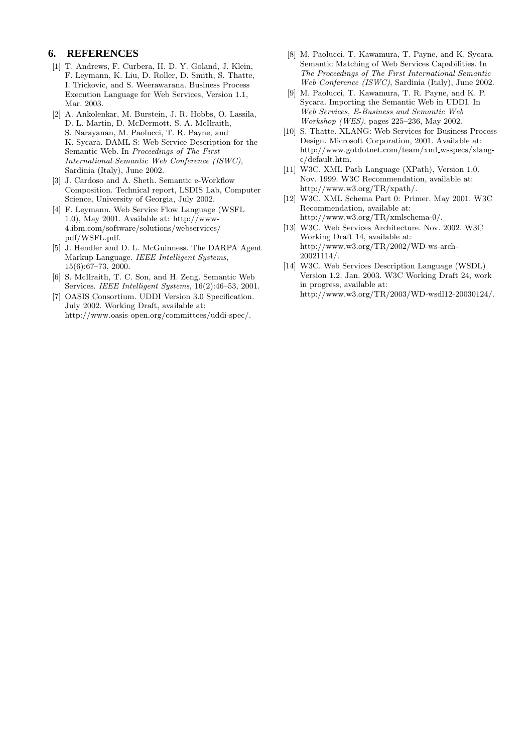## 6. REFERENCES

[1] T. Andrews, F. Curbera, H. D. Y. Goland, J. Klein, F. Leymann, K. Liu, D. Roller, D. Smith, S. Thatte, I. Trickovic, and S. Weerawarana. Business Process Execution Language for Web Services, Version 1.1, Mar. 2003.

[2] A. Ankolenkar, M. Burstein, J. R. Hobbs, O. Lassila, D. L. Martin, D. McDermott, S. A. McIlraith, S. Narayanan, M. Paolucci, T. R. Payne, and K. Sycara. DAML-S: Web Service Description for the Semantic Web. In *Proceedings of The First International Semantic Web Conference (ISWC)*, Sardinia (Italy), June 2002.

[3] J. Cardoso and A. Sheth. Semantic e-Workflow Composition. Technical report, LSDIS Lab, Computer Science, University of Georgia, July 2002.

[4] F. Leymann. Web Service Flow Language (WSFL 1.0), May 2001. Available at: http://www-4.ibm.com/software/solutions/webservices/pdf/WSFL.pdf.

[5] J. Hendler and D. L. McGuinness. The DARPA Agent Markup Language. *IEEE Intelligent Systems*, 15(6):67–73, 2000.

[6] S. McIlraith, T. C. Son, and H. Zeng. Semantic Web Services. *IEEE Intelligent Systems*, 16(2):46–53, 2001.

[7] OASIS Consortium. UDDI Version 3.0 Specification. July 2002. Working Draft, available at: http://www.oasis-open.org/committees/uddi-spec/.

[8] M. Paolucci, T. Kawamura, T. Payne, and K. Sycara. Semantic Matching of Web Services Capabilities. In *The Proceedings of The First International Semantic Web Conference (ISWC)*, Sardinia (Italy), June 2002.

[9] M. Paolucci, T. Kawamura, T. R. Payne, and K. P. Sycara. Importing the Semantic Web in UDDI. In *Web Services, E-Business and Semantic Web Workshop (WES)*, pages 225–236, May 2002.

[10] S. Thatte. XLANG: Web Services for Business Process Design. Microsoft Corporation, 2001. Available at: http://www.gotdotnet.com/team/xml_wsspecs/xlang-c/default.htm.

[11] W3C. XML Path Language (XPath), Version 1.0. Nov. 1999. W3C Recommendation, available at: http://www.w3.org/TR/xpath/.

[12] W3C. XML Schema Part 0: Primer. May 2001. W3C Recommendation, available at: http://www.w3.org/TR/xmlschema-0/.

[13] W3C. Web Services Architecture. Nov. 2002. W3C Working Draft 14, available at: http://www.w3.org/TR/2002/WD-ws-arch-20021114/.

[14] W3C. Web Services Description Language (WSDL) Version 1.2. Jan. 2003. W3C Working Draft 24, work in progress, available at: http://www.w3.org/TR/2003/WD-wsdl12-20030124/.